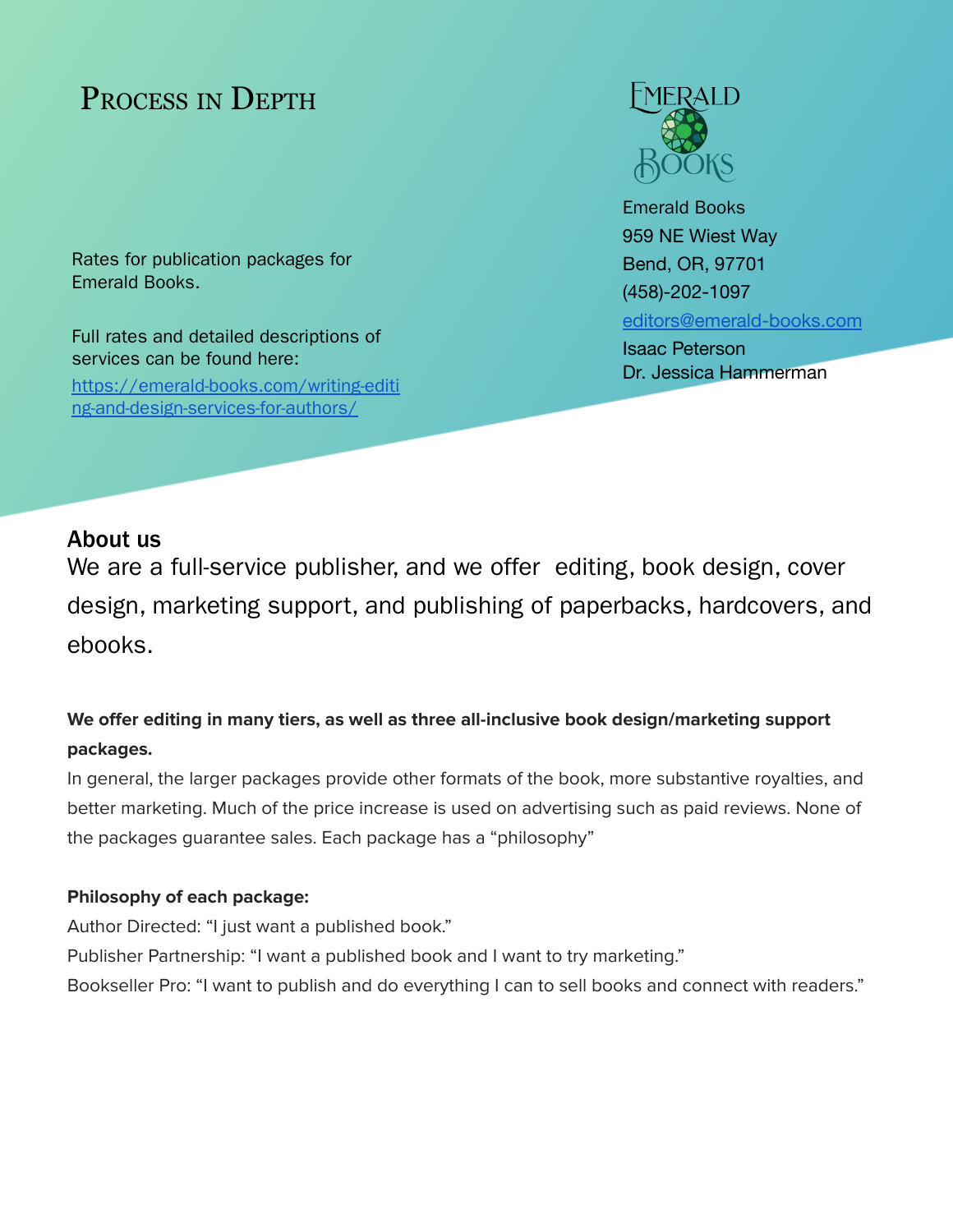# Process in Depth

Rates for publication packages for Emerald Books.

Full rates and detailed descriptions of services can be found here:
[https://emerald-books.com/writing-editing-and-design-services-for-authors/](https://emerald-books.com/writing-editing-and-design-services-for-authors/)

Emerald Books
959 NE Wiest Way
Bend, OR, 97701
(458)-202-1097
[editors@emerald-books.com](mailto:editors@emerald-books.com)
Isaac Peterson
Dr. Jessica Hammerman

## About us

We are a full-service publisher, and we offer editing, book design, cover design, marketing support, and publishing of paperbacks, hardcovers, and ebooks.

**We offer editing in many tiers, as well as three all-inclusive book design/marketing support packages.**

In general, the larger packages provide other formats of the book, more substantive royalties, and better marketing. Much of the price increase is used on advertising such as paid reviews. None of the packages guarantee sales. Each package has a "philosophy"

**Philosophy of each package:**

Author Directed: "I just want a published book."

Publisher Partnership: "I want a published book and I want to try marketing."

Bookseller Pro: "I want to publish and do everything I can to sell books and connect with readers."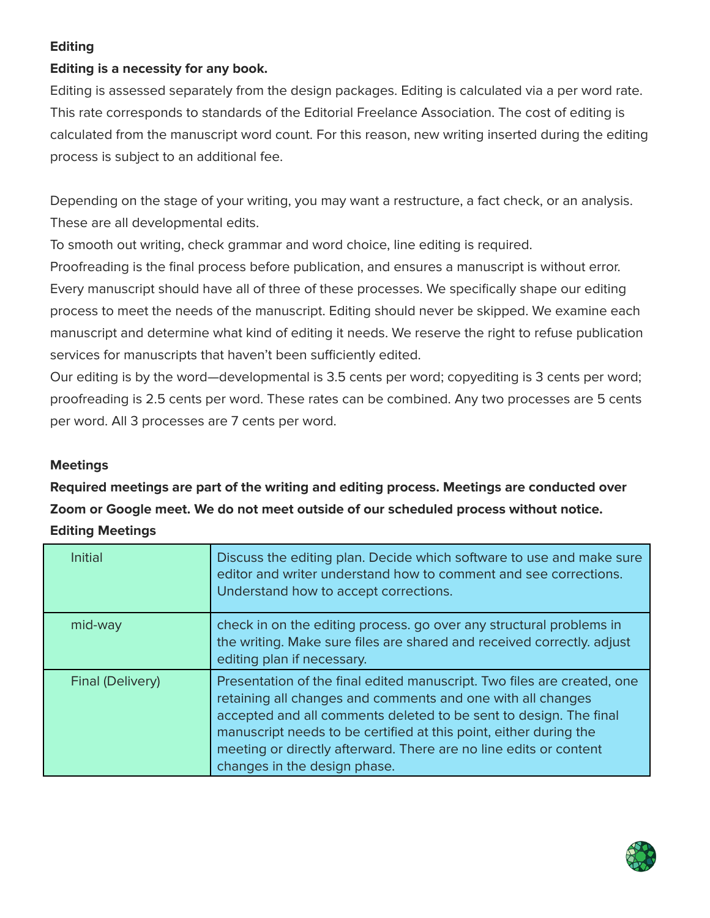## Editing

**Editing is a necessity for any book.**

Editing is assessed separately from the design packages. Editing is calculated via a per word rate. This rate corresponds to standards of the Editorial Freelance Association. The cost of editing is calculated from the manuscript word count. For this reason, new writing inserted during the editing process is subject to an additional fee.

Depending on the stage of your writing, you may want a restructure, a fact check, or an analysis. These are all developmental edits.

To smooth out writing, check grammar and word choice, line editing is required.

Proofreading is the final process before publication, and ensures a manuscript is without error. Every manuscript should have all of three of these processes. We specifically shape our editing process to meet the needs of the manuscript. Editing should never be skipped. We examine each manuscript and determine what kind of editing it needs. We reserve the right to refuse publication services for manuscripts that haven't been sufficiently edited.

Our editing is by the word—developmental is 3.5 cents per word; copyediting is 3 cents per word; proofreading is 2.5 cents per word. These rates can be combined. Any two processes are 5 cents per word. All 3 processes are 7 cents per word.

## Meetings

**Required meetings are part of the writing and editing process. Meetings are conducted over Zoom or Google meet. We do not meet outside of our scheduled process without notice.**

**Editing Meetings**

| | |
|---|---|
| Initial | Discuss the editing plan. Decide which software to use and make sure editor and writer understand how to comment and see corrections. Understand how to accept corrections. |
| mid-way | check in on the editing process. go over any structural problems in the writing. Make sure files are shared and received correctly. adjust editing plan if necessary. |
| Final (Delivery) | Presentation of the final edited manuscript. Two files are created, one retaining all changes and comments and one with all changes accepted and all comments deleted to be sent to design. The final manuscript needs to be certified at this point, either during the meeting or directly afterward. There are no line edits or content changes in the design phase. |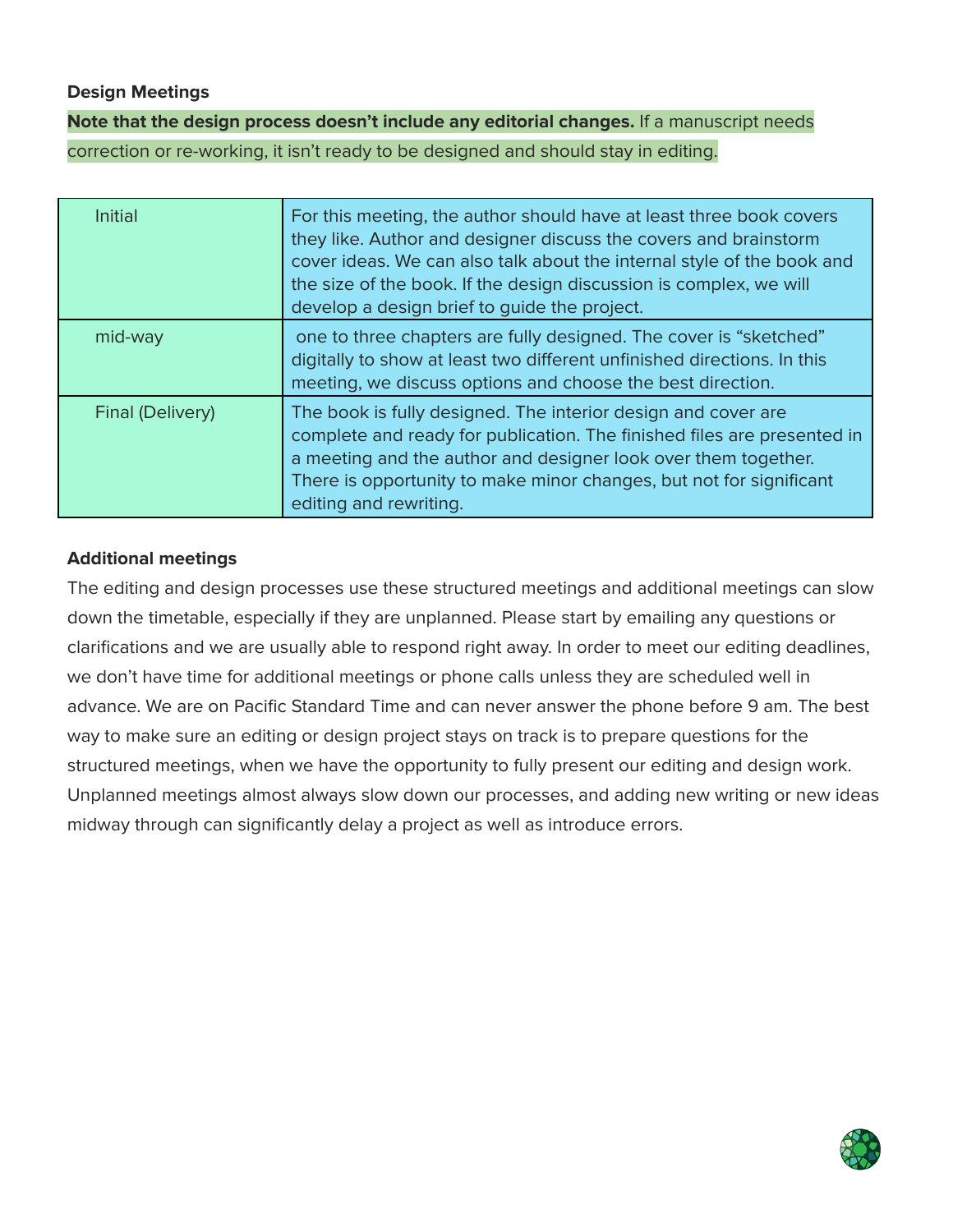**Design Meetings**

**Note that the design process doesn't include any editorial changes.** If a manuscript needs correction or re-working, it isn't ready to be designed and should stay in editing.

| | |
|---|---|
| Initial | For this meeting, the author should have at least three book covers they like. Author and designer discuss the covers and brainstorm cover ideas. We can also talk about the internal style of the book and the size of the book. If the design discussion is complex, we will develop a design brief to guide the project. |
| mid-way | one to three chapters are fully designed. The cover is "sketched" digitally to show at least two different unfinished directions. In this meeting, we discuss options and choose the best direction. |
| Final (Delivery) | The book is fully designed. The interior design and cover are complete and ready for publication. The finished files are presented in a meeting and the author and designer look over them together. There is opportunity to make minor changes, but not for significant editing and rewriting. |

**Additional meetings**

The editing and design processes use these structured meetings and additional meetings can slow down the timetable, especially if they are unplanned. Please start by emailing any questions or clarifications and we are usually able to respond right away. In order to meet our editing deadlines, we don't have time for additional meetings or phone calls unless they are scheduled well in advance. We are on Pacific Standard Time and can never answer the phone before 9 am. The best way to make sure an editing or design project stays on track is to prepare questions for the structured meetings, when we have the opportunity to fully present our editing and design work. Unplanned meetings almost always slow down our processes, and adding new writing or new ideas midway through can significantly delay a project as well as introduce errors.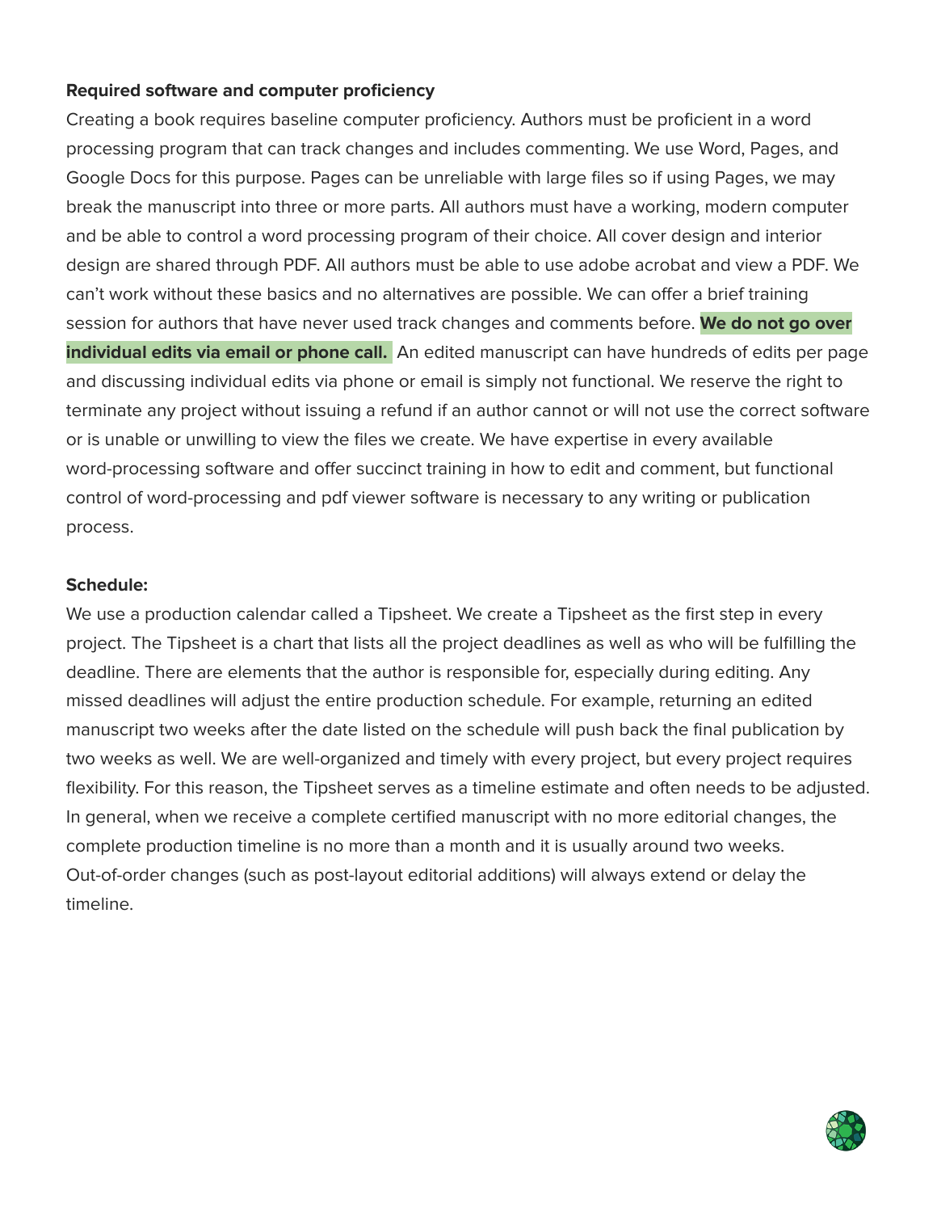**Required software and computer proficiency**

Creating a book requires baseline computer proficiency. Authors must be proficient in a word processing program that can track changes and includes commenting. We use Word, Pages, and Google Docs for this purpose. Pages can be unreliable with large files so if using Pages, we may break the manuscript into three or more parts. All authors must have a working, modern computer and be able to control a word processing program of their choice. All cover design and interior design are shared through PDF. All authors must be able to use adobe acrobat and view a PDF. We can't work without these basics and no alternatives are possible. We can offer a brief training session for authors that have never used track changes and comments before. **We do not go over individual edits via email or phone call.** An edited manuscript can have hundreds of edits per page and discussing individual edits via phone or email is simply not functional. We reserve the right to terminate any project without issuing a refund if an author cannot or will not use the correct software or is unable or unwilling to view the files we create. We have expertise in every available word-processing software and offer succinct training in how to edit and comment, but functional control of word-processing and pdf viewer software is necessary to any writing or publication process.

**Schedule:**

We use a production calendar called a Tipsheet. We create a Tipsheet as the first step in every project. The Tipsheet is a chart that lists all the project deadlines as well as who will be fulfilling the deadline. There are elements that the author is responsible for, especially during editing. Any missed deadlines will adjust the entire production schedule. For example, returning an edited manuscript two weeks after the date listed on the schedule will push back the final publication by two weeks as well. We are well-organized and timely with every project, but every project requires flexibility. For this reason, the Tipsheet serves as a timeline estimate and often needs to be adjusted. In general, when we receive a complete certified manuscript with no more editorial changes, the complete production timeline is no more than a month and it is usually around two weeks. Out-of-order changes (such as post-layout editorial additions) will always extend or delay the timeline.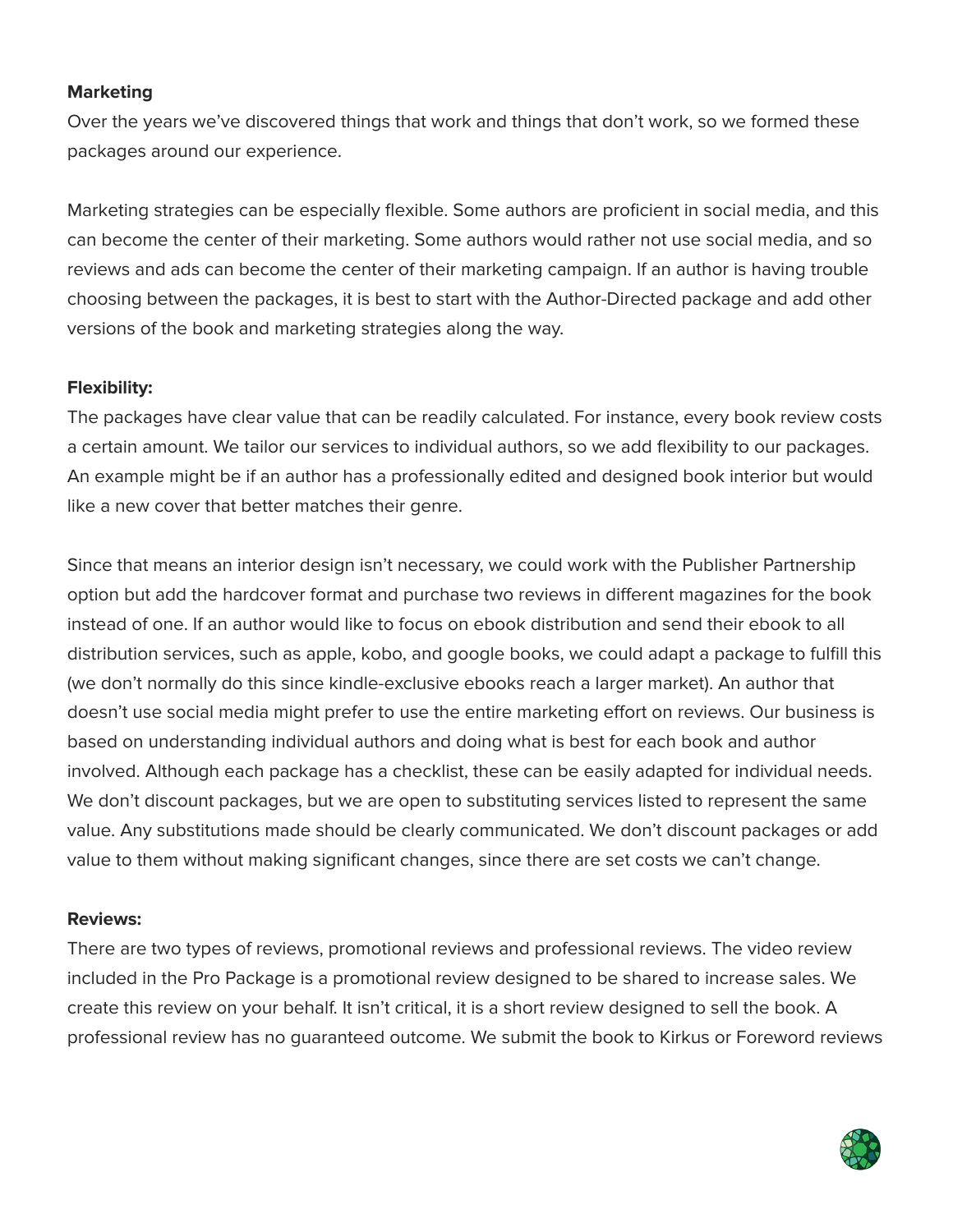**Marketing**

Over the years we've discovered things that work and things that don't work, so we formed these packages around our experience.

Marketing strategies can be especially flexible. Some authors are proficient in social media, and this can become the center of their marketing. Some authors would rather not use social media, and so reviews and ads can become the center of their marketing campaign. If an author is having trouble choosing between the packages, it is best to start with the Author-Directed package and add other versions of the book and marketing strategies along the way.

**Flexibility:**

The packages have clear value that can be readily calculated. For instance, every book review costs a certain amount. We tailor our services to individual authors, so we add flexibility to our packages. An example might be if an author has a professionally edited and designed book interior but would like a new cover that better matches their genre.

Since that means an interior design isn't necessary, we could work with the Publisher Partnership option but add the hardcover format and purchase two reviews in different magazines for the book instead of one. If an author would like to focus on ebook distribution and send their ebook to all distribution services, such as apple, kobo, and google books, we could adapt a package to fulfill this (we don't normally do this since kindle-exclusive ebooks reach a larger market). An author that doesn't use social media might prefer to use the entire marketing effort on reviews. Our business is based on understanding individual authors and doing what is best for each book and author involved. Although each package has a checklist, these can be easily adapted for individual needs. We don't discount packages, but we are open to substituting services listed to represent the same value. Any substitutions made should be clearly communicated. We don't discount packages or add value to them without making significant changes, since there are set costs we can't change.

**Reviews:**

There are two types of reviews, promotional reviews and professional reviews. The video review included in the Pro Package is a promotional review designed to be shared to increase sales. We create this review on your behalf. It isn't critical, it is a short review designed to sell the book. A professional review has no guaranteed outcome. We submit the book to Kirkus or Foreword reviews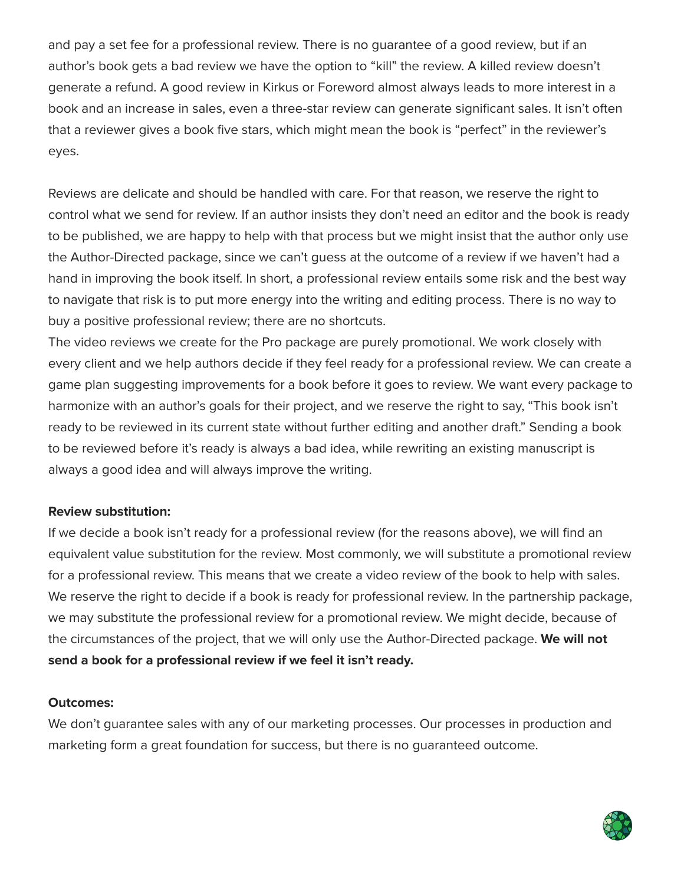and pay a set fee for a professional review. There is no guarantee of a good review, but if an author's book gets a bad review we have the option to "kill" the review. A killed review doesn't generate a refund. A good review in Kirkus or Foreword almost always leads to more interest in a book and an increase in sales, even a three-star review can generate significant sales. It isn't often that a reviewer gives a book five stars, which might mean the book is "perfect" in the reviewer's eyes.

Reviews are delicate and should be handled with care. For that reason, we reserve the right to control what we send for review. If an author insists they don't need an editor and the book is ready to be published, we are happy to help with that process but we might insist that the author only use the Author-Directed package, since we can't guess at the outcome of a review if we haven't had a hand in improving the book itself. In short, a professional review entails some risk and the best way to navigate that risk is to put more energy into the writing and editing process. There is no way to buy a positive professional review; there are no shortcuts.

The video reviews we create for the Pro package are purely promotional. We work closely with every client and we help authors decide if they feel ready for a professional review. We can create a game plan suggesting improvements for a book before it goes to review. We want every package to harmonize with an author's goals for their project, and we reserve the right to say, "This book isn't ready to be reviewed in its current state without further editing and another draft." Sending a book to be reviewed before it's ready is always a bad idea, while rewriting an existing manuscript is always a good idea and will always improve the writing.

**Review substitution:**

If we decide a book isn't ready for a professional review (for the reasons above), we will find an equivalent value substitution for the review. Most commonly, we will substitute a promotional review for a professional review. This means that we create a video review of the book to help with sales. We reserve the right to decide if a book is ready for professional review. In the partnership package, we may substitute the professional review for a promotional review. We might decide, because of the circumstances of the project, that we will only use the Author-Directed package. **We will not send a book for a professional review if we feel it isn't ready.**

**Outcomes:**

We don't guarantee sales with any of our marketing processes. Our processes in production and marketing form a great foundation for success, but there is no guaranteed outcome.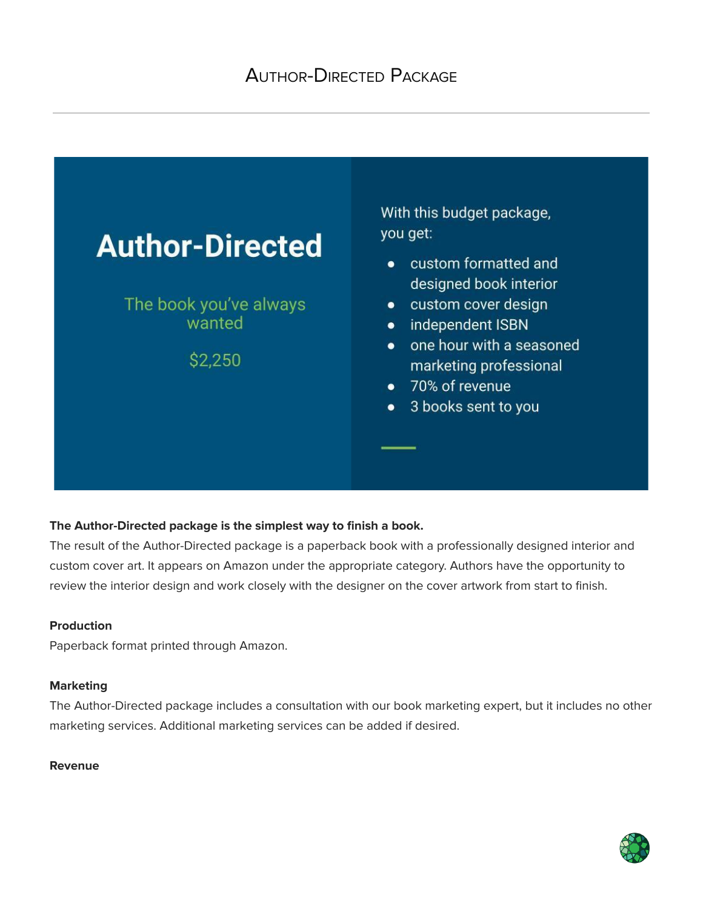# Author-Directed Package

## Author-Directed

The book you've always wanted

$2,250

With this budget package, you get:

- custom formatted and designed book interior
- custom cover design
- independent ISBN
- one hour with a seasoned marketing professional
- 70% of revenue
- 3 books sent to you

**The Author-Directed package is the simplest way to finish a book.**

The result of the Author-Directed package is a paperback book with a professionally designed interior and custom cover art. It appears on Amazon under the appropriate category. Authors have the opportunity to review the interior design and work closely with the designer on the cover artwork from start to finish.

**Production**

Paperback format printed through Amazon.

**Marketing**

The Author-Directed package includes a consultation with our book marketing expert, but it includes no other marketing services. Additional marketing services can be added if desired.

**Revenue**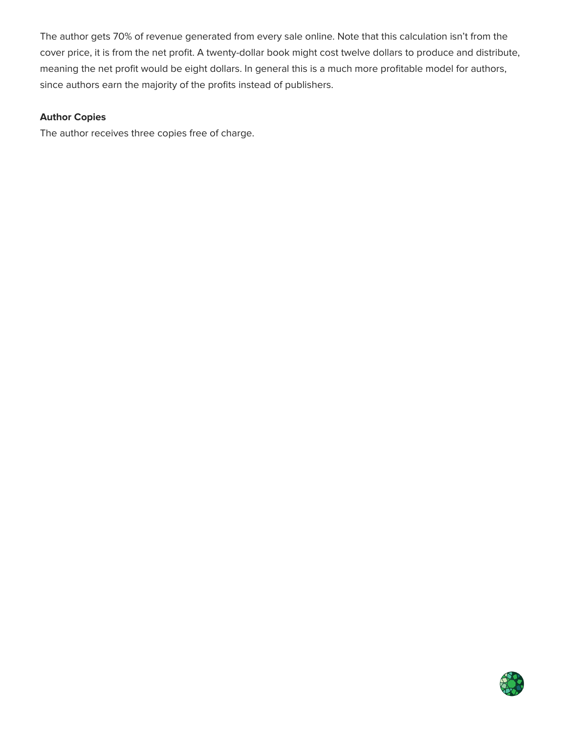The author gets 70% of revenue generated from every sale online. Note that this calculation isn't from the cover price, it is from the net profit. A twenty-dollar book might cost twelve dollars to produce and distribute, meaning the net profit would be eight dollars. In general this is a much more profitable model for authors, since authors earn the majority of the profits instead of publishers.

**Author Copies**

The author receives three copies free of charge.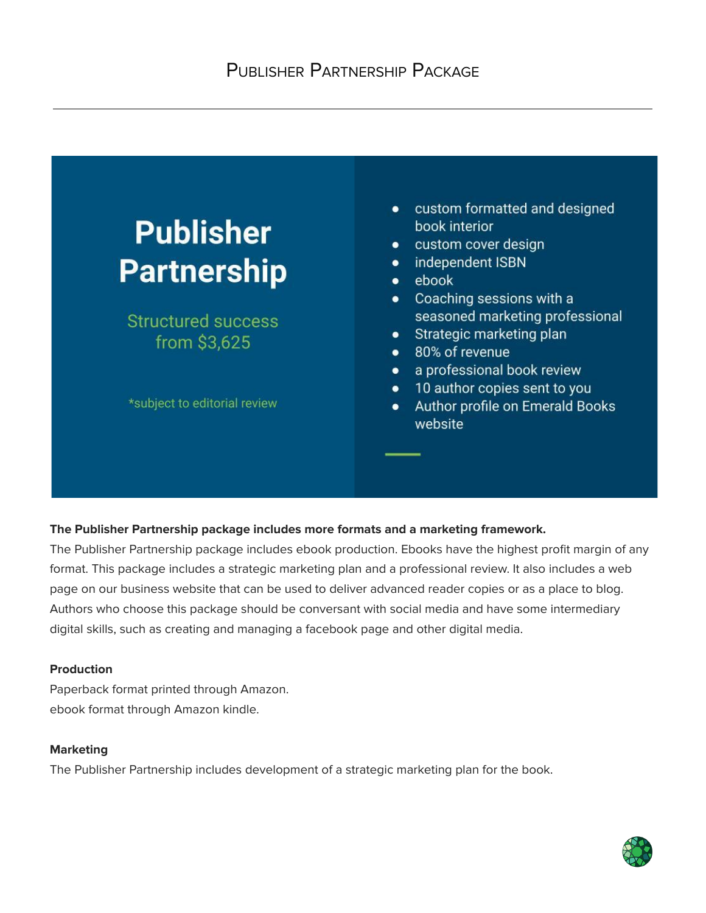# Publisher Partnership Package

## Publisher Partnership

Structured success from $3,625

*subject to editorial review

- custom formatted and designed book interior
- custom cover design
- independent ISBN
- ebook
- Coaching sessions with a seasoned marketing professional
- Strategic marketing plan
- 80% of revenue
- a professional book review
- 10 author copies sent to you
- Author profile on Emerald Books website

**The Publisher Partnership package includes more formats and a marketing framework.**

The Publisher Partnership package includes ebook production. Ebooks have the highest profit margin of any format. This package includes a strategic marketing plan and a professional review. It also includes a web page on our business website that can be used to deliver advanced reader copies or as a place to blog. Authors who choose this package should be conversant with social media and have some intermediary digital skills, such as creating and managing a facebook page and other digital media.

**Production**

Paperback format printed through Amazon.
ebook format through Amazon kindle.

**Marketing**

The Publisher Partnership includes development of a strategic marketing plan for the book.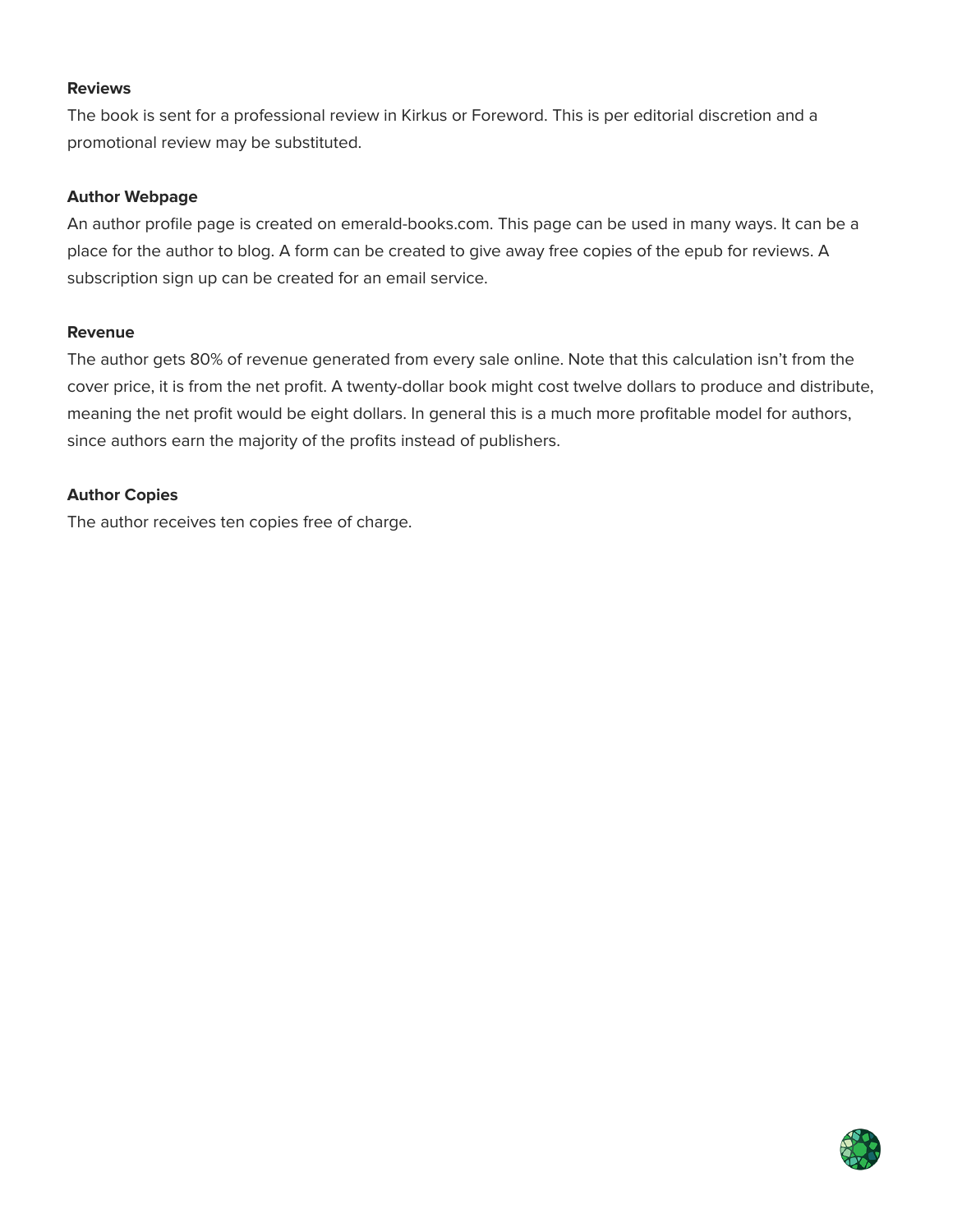**Reviews**

The book is sent for a professional review in Kirkus or Foreword. This is per editorial discretion and a promotional review may be substituted.

**Author Webpage**

An author profile page is created on emerald-books.com. This page can be used in many ways. It can be a place for the author to blog. A form can be created to give away free copies of the epub for reviews. A subscription sign up can be created for an email service.

**Revenue**

The author gets 80% of revenue generated from every sale online. Note that this calculation isn't from the cover price, it is from the net profit. A twenty-dollar book might cost twelve dollars to produce and distribute, meaning the net profit would be eight dollars. In general this is a much more profitable model for authors, since authors earn the majority of the profits instead of publishers.

**Author Copies**

The author receives ten copies free of charge.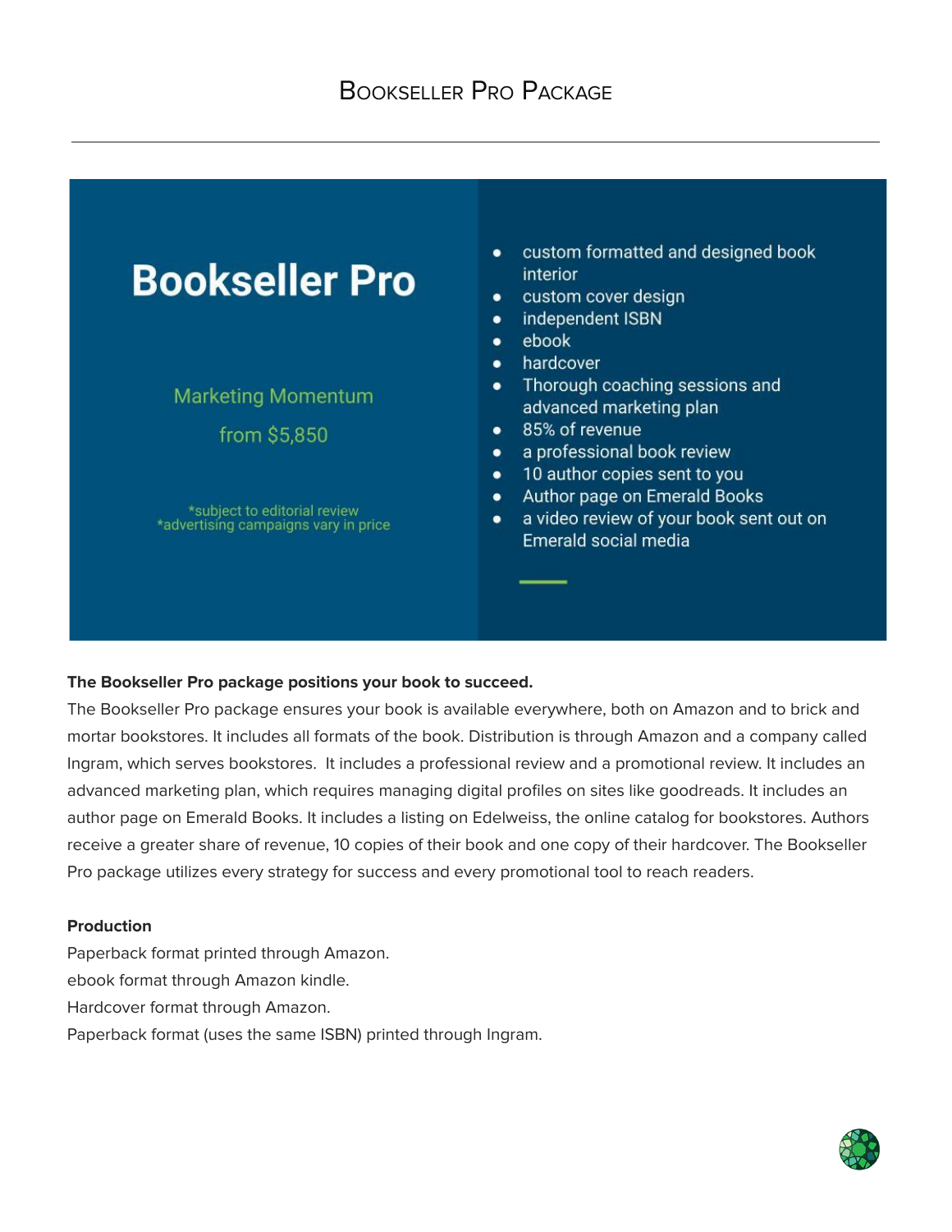# Bookseller Pro Package

## Bookseller Pro

Marketing Momentum

from $5,850

*subject to editorial review
*advertising campaigns vary in price

- custom formatted and designed book interior
- custom cover design
- independent ISBN
- ebook
- hardcover
- Thorough coaching sessions and advanced marketing plan
- 85% of revenue
- a professional book review
- 10 author copies sent to you
- Author page on Emerald Books
- a video review of your book sent out on Emerald social media

**The Bookseller Pro package positions your book to succeed.**

The Bookseller Pro package ensures your book is available everywhere, both on Amazon and to brick and mortar bookstores. It includes all formats of the book. Distribution is through Amazon and a company called Ingram, which serves bookstores. It includes a professional review and a promotional review. It includes an advanced marketing plan, which requires managing digital profiles on sites like goodreads. It includes an author page on Emerald Books. It includes a listing on Edelweiss, the online catalog for bookstores. Authors receive a greater share of revenue, 10 copies of their book and one copy of their hardcover. The Bookseller Pro package utilizes every strategy for success and every promotional tool to reach readers.

**Production**

Paperback format printed through Amazon.
ebook format through Amazon kindle.
Hardcover format through Amazon.
Paperback format (uses the same ISBN) printed through Ingram.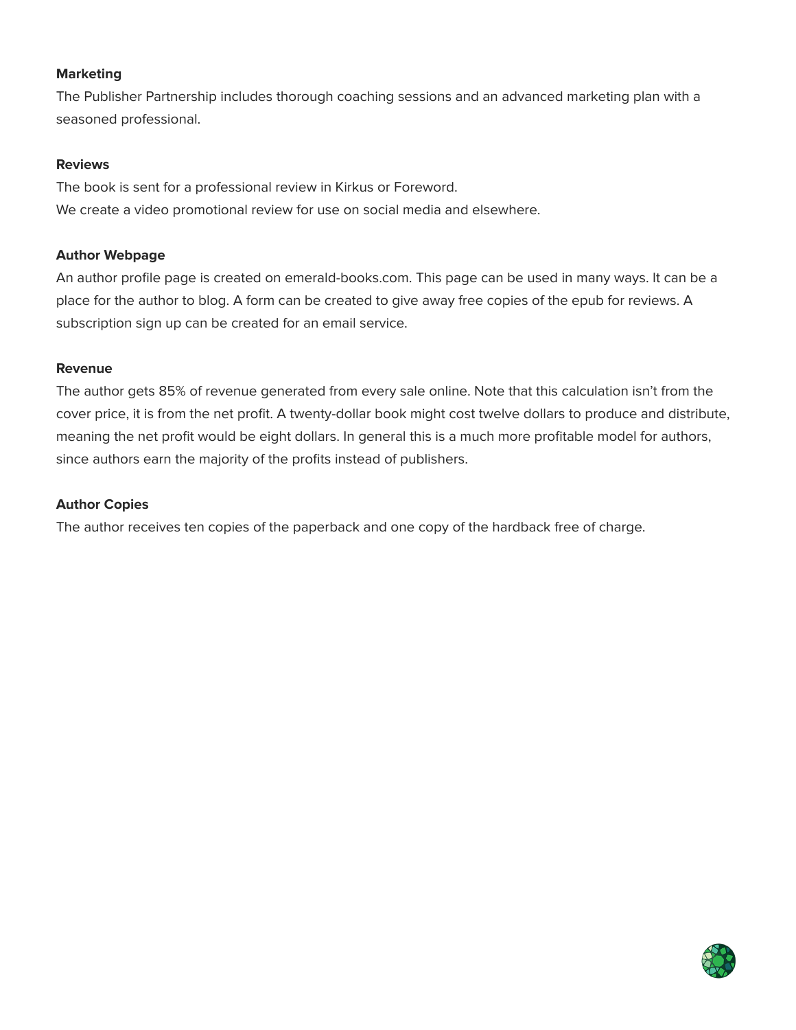**Marketing**

The Publisher Partnership includes thorough coaching sessions and an advanced marketing plan with a seasoned professional.

**Reviews**

The book is sent for a professional review in Kirkus or Foreword.
We create a video promotional review for use on social media and elsewhere.

**Author Webpage**

An author profile page is created on emerald-books.com. This page can be used in many ways. It can be a place for the author to blog. A form can be created to give away free copies of the epub for reviews. A subscription sign up can be created for an email service.

**Revenue**

The author gets 85% of revenue generated from every sale online. Note that this calculation isn't from the cover price, it is from the net profit. A twenty-dollar book might cost twelve dollars to produce and distribute, meaning the net profit would be eight dollars. In general this is a much more profitable model for authors, since authors earn the majority of the profits instead of publishers.

**Author Copies**

The author receives ten copies of the paperback and one copy of the hardback free of charge.